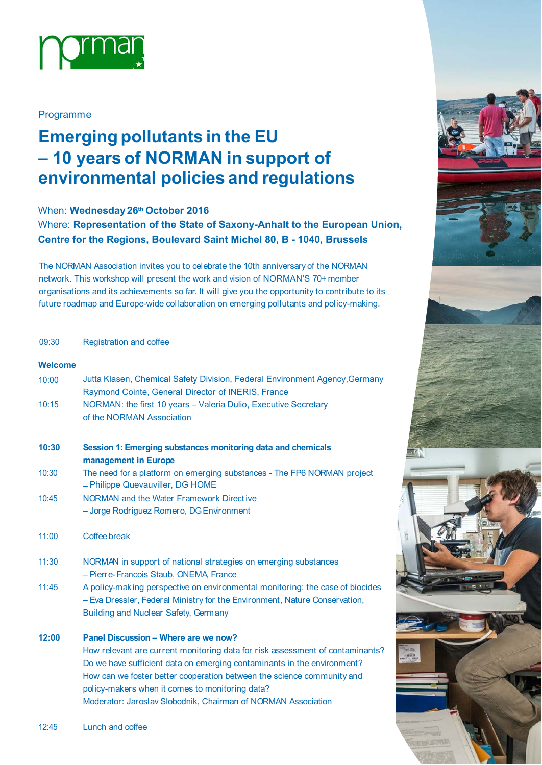norman

Programme

# Emerging pollutants in the EU – 10 years of NORMAN in support of environmental policies and regulations

When: **Wednesday 26th October 2016**

Where: **Representation of the State of Saxony-Anhalt to the European Union, Centre for the Regions, Boulevard Saint Michel 80, B - 1040, Brussels**

The NORMAN Association invites you to celebrate the 10th anniversary of the NORMAN network. This workshop will present the work and vision of NORMAN'S 70+ member organisations and its achievements so far. It will give you the opportunity to contribute to its future roadmap and Europe-wide collaboration on emerging pollutants and policy-making.

09:30 Registration and coffee

**Welcome**

10:00 Jutta Klasen, Chemical Safety Division, Federal Environment Agency, Germany
Raymond Cointe, General Director of INERIS, France

10:15 NORMAN: the first 10 years – Valeria Dulio, Executive Secretary of the NORMAN Association

**10:30 Session 1: Emerging substances monitoring data and chemicals management in Europe**

10:30 The need for a platform on emerging substances - The FP6 NORMAN project – Philippe Quevauviller, DG HOME

10:45 NORMAN and the Water Framework Directive – Jorge Rodriguez Romero, DG Environment

11:00 Coffee break

11:30 NORMAN in support of national strategies on emerging substances – Pierre-Francois Staub, ONEMA, France

11:45 A policy-making perspective on environmental monitoring: the case of biocides – Eva Dressler, Federal Ministry for the Environment, Nature Conservation, Building and Nuclear Safety, Germany

**12:00 Panel Discussion – Where are we now?**

How relevant are current monitoring data for risk assessment of contaminants?
Do we have sufficient data on emerging contaminants in the environment?
How can we foster better cooperation between the science community and policy-makers when it comes to monitoring data?
Moderator: Jaroslav Slobodnik, Chairman of NORMAN Association

12:45 Lunch and coffee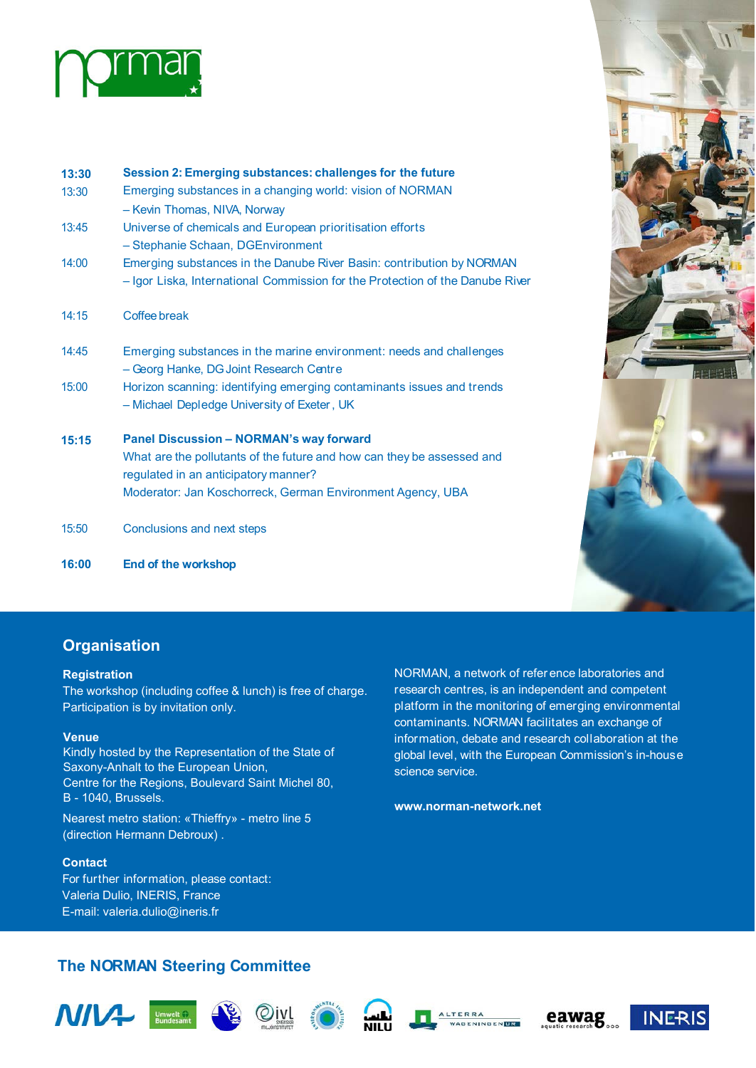norman

| | |
|---|---|
| **13:30** | **Session 2: Emerging substances: challenges for the future** |
| 13:30 | Emerging substances in a changing world: vision of NORMAN<br>– Kevin Thomas, NIVA, Norway |
| 13:45 | Universe of chemicals and European prioritisation efforts<br>– Stephanie Schaan, DGEnvironment |
| 14:00 | Emerging substances in the Danube River Basin: contribution by NORMAN<br>– Igor Liska, International Commission for the Protection of the Danube River |
| 14:15 | Coffee break |
| 14:45 | Emerging substances in the marine environment: needs and challenges<br>– Georg Hanke, DG Joint Research Centre |
| 15:00 | Horizon scanning: identifying emerging contaminants issues and trends<br>– Michael Depledge University of Exeter, UK |
| **15:15** | **Panel Discussion – NORMAN's way forward**<br>What are the pollutants of the future and how can they be assessed and regulated in an anticipatory manner?<br>Moderator: Jan Koschorreck, German Environment Agency, UBA |
| 15:50 | Conclusions and next steps |
| **16:00** | **End of the workshop** |

## Organisation

**Registration**
The workshop (including coffee & lunch) is free of charge.
Participation is by invitation only.

**Venue**
Kindly hosted by the Representation of the State of Saxony-Anhalt to the European Union,
Centre for the Regions, Boulevard Saint Michel 80,
B - 1040, Brussels.

Nearest metro station: «Thieffry» - metro line 5 (direction Hermann Debroux) .

**Contact**
For further information, please contact:
Valeria Dulio, INERIS, France
E-mail: valeria.dulio@ineris.fr

NORMAN, a network of reference laboratories and research centres, is an independent and competent platform in the monitoring of emerging environmental contaminants. NORMAN facilitates an exchange of information, debate and research collaboration at the global level, with the European Commission's in-house science service.

**www.norman-network.net**

## The NORMAN Steering Committee

NIVA, Umwelt Bundesamt, IVL Svenska Miljöinstitutet, NILU, Alterra Wageningen UR, eawag aquatic research, INERIS